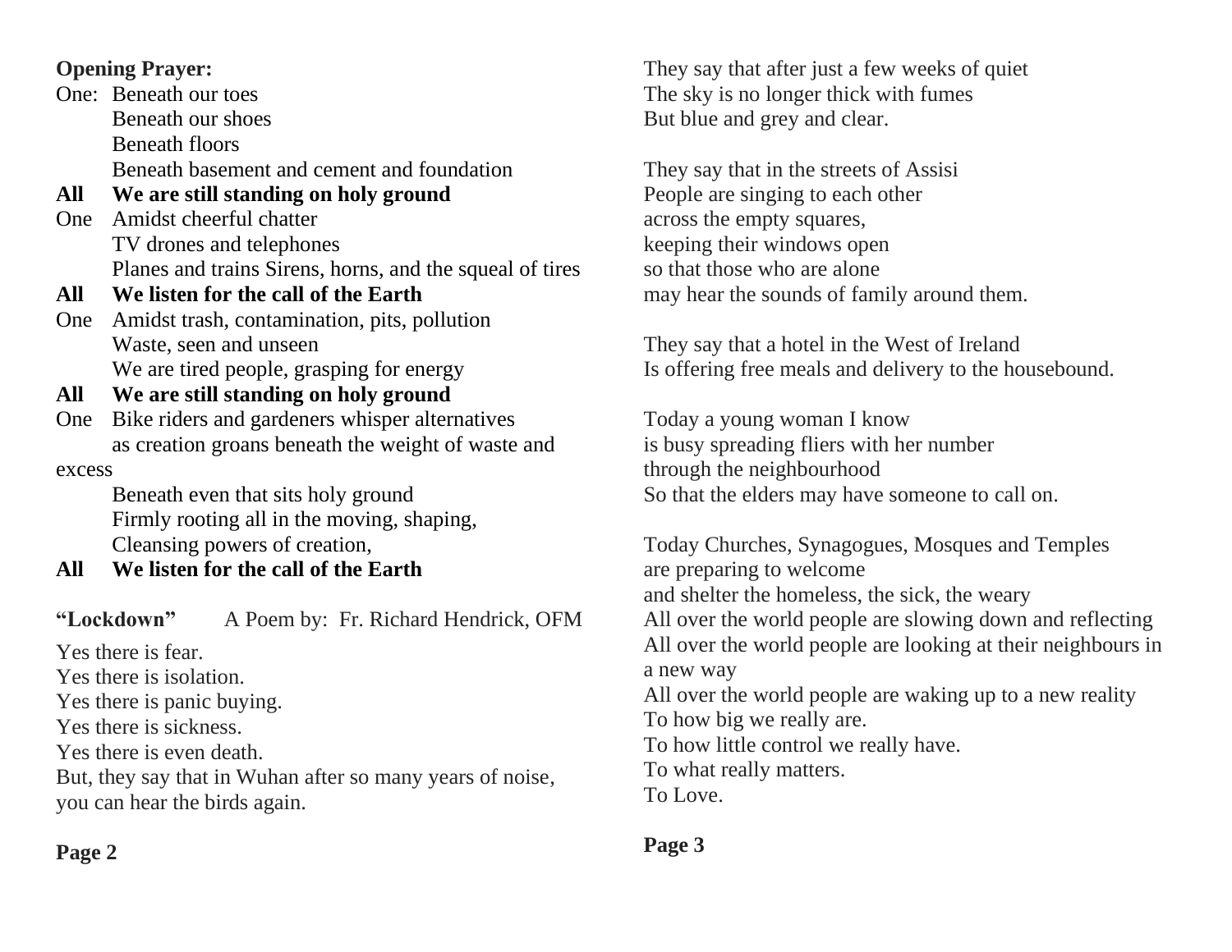**Opening Prayer:**

One: Beneath our toes
Beneath our shoes
Beneath floors
Beneath basement and cement and foundation

**All We are still standing on holy ground**

One Amidst cheerful chatter
TV drones and telephones
Planes and trains Sirens, horns, and the squeal of tires

**All We listen for the call of the Earth**

One Amidst trash, contamination, pits, pollution
Waste, seen and unseen
We are tired people, grasping for energy

**All We are still standing on holy ground**

One Bike riders and gardeners whisper alternatives
as creation groans beneath the weight of waste and excess
Beneath even that sits holy ground
Firmly rooting all in the moving, shaping,
Cleansing powers of creation,

**All We listen for the call of the Earth**

**"Lockdown"** A Poem by: Fr. Richard Hendrick, OFM

Yes there is fear.
Yes there is isolation.
Yes there is panic buying.
Yes there is sickness.
Yes there is even death.
But, they say that in Wuhan after so many years of noise,
you can hear the birds again.

They say that after just a few weeks of quiet
The sky is no longer thick with fumes
But blue and grey and clear.

They say that in the streets of Assisi
People are singing to each other
across the empty squares,
keeping their windows open
so that those who are alone
may hear the sounds of family around them.

They say that a hotel in the West of Ireland
Is offering free meals and delivery to the housebound.

Today a young woman I know
is busy spreading fliers with her number
through the neighbourhood
So that the elders may have someone to call on.

Today Churches, Synagogues, Mosques and Temples
are preparing to welcome
and shelter the homeless, the sick, the weary
All over the world people are slowing down and reflecting
All over the world people are looking at their neighbours in a new way
All over the world people are waking up to a new reality
To how big we really are.
To how little control we really have.
To what really matters.
To Love.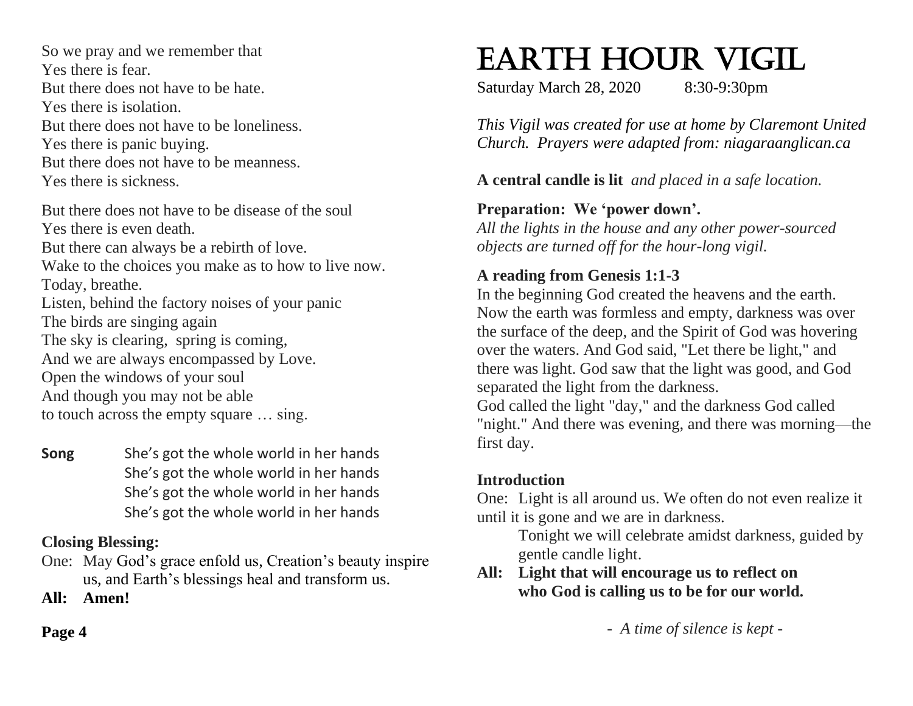So we pray and we remember that
Yes there is fear.
But there does not have to be hate.
Yes there is isolation.
But there does not have to be loneliness.
Yes there is panic buying.
But there does not have to be meanness.
Yes there is sickness.

But there does not have to be disease of the soul
Yes there is even death.
But there can always be a rebirth of love.
Wake to the choices you make as to how to live now.
Today, breathe.
Listen, behind the factory noises of your panic
The birds are singing again
The sky is clearing, spring is coming,
And we are always encompassed by Love.
Open the windows of your soul
And though you may not be able
to touch across the empty square … sing.

**Song**
She's got the whole world in her hands
She's got the whole world in her hands
She's got the whole world in her hands
She's got the whole world in her hands

**Closing Blessing:**

One: May God's grace enfold us, Creation's beauty inspire us, and Earth's blessings heal and transform us.

**All: Amen!**

# EARTH HOUR VIGIL

Saturday March 28, 2020 8:30-9:30pm

*This Vigil was created for use at home by Claremont United Church. Prayers were adapted from: niagaraanglican.ca*

**A central candle is lit** *and placed in a safe location.*

**Preparation: We 'power down'.**
*All the lights in the house and any other power-sourced objects are turned off for the hour-long vigil.*

**A reading from Genesis 1:1-3**
In the beginning God created the heavens and the earth. Now the earth was formless and empty, darkness was over the surface of the deep, and the Spirit of God was hovering over the waters. And God said, "Let there be light," and there was light. God saw that the light was good, and God separated the light from the darkness.
God called the light "day," and the darkness God called "night." And there was evening, and there was morning—the first day.

**Introduction**

One: Light is all around us. We often do not even realize it until it is gone and we are in darkness.
Tonight we will celebrate amidst darkness, guided by gentle candle light.

**All: Light that will encourage us to reflect on who God is calling us to be for our world.**

- *A time of silence is kept* -